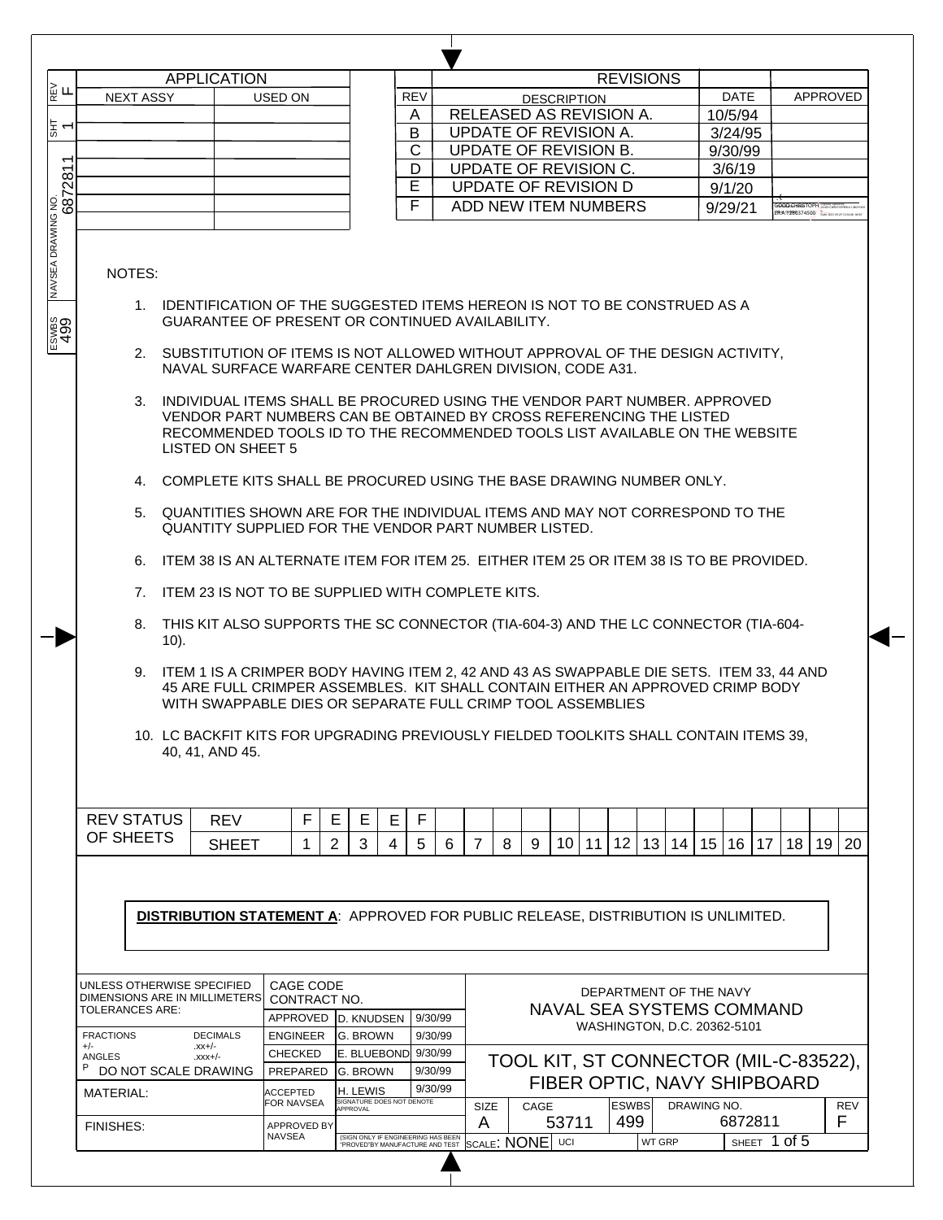| REV | SHT | NAVSEA DRAWING NO. | ESWBS |
|---|---|---|---|
| F | 1 | 6872811 | 499 |

| APPLICATION | |
|---|---|
| NEXT ASSY | USED ON |
| | |
| | |
| | |
| | |
| | |
| | |

| REVISIONS | | | |
|---|---|---|---|
| REV | DESCRIPTION | DATE | APPROVED |
| A | RELEASED AS REVISION A. | 10/5/94 | |
| B | UPDATE OF REVISION A. | 3/24/95 | |
| C | UPDATE OF REVISION B. | 9/30/99 | |
| D | UPDATE OF REVISION C. | 3/6/19 | |
| E | UPDATE OF REVISION D | 9/1/20 | |
| F | ADD NEW ITEM NUMBERS | 9/29/21 | GOOD.CHRISTOPH... 1298374500 |

NOTES:

1. IDENTIFICATION OF THE SUGGESTED ITEMS HEREON IS NOT TO BE CONSTRUED AS A GUARANTEE OF PRESENT OR CONTINUED AVAILABILITY.
2. SUBSTITUTION OF ITEMS IS NOT ALLOWED WITHOUT APPROVAL OF THE DESIGN ACTIVITY, NAVAL SURFACE WARFARE CENTER DAHLGREN DIVISION, CODE A31.
3. INDIVIDUAL ITEMS SHALL BE PROCURED USING THE VENDOR PART NUMBER. APPROVED VENDOR PART NUMBERS CAN BE OBTAINED BY CROSS REFERENCING THE LISTED RECOMMENDED TOOLS ID TO THE RECOMMENDED TOOLS LIST AVAILABLE ON THE WEBSITE LISTED ON SHEET 5
4. COMPLETE KITS SHALL BE PROCURED USING THE BASE DRAWING NUMBER ONLY.
5. QUANTITIES SHOWN ARE FOR THE INDIVIDUAL ITEMS AND MAY NOT CORRESPOND TO THE QUANTITY SUPPLIED FOR THE VENDOR PART NUMBER LISTED.
6. ITEM 38 IS AN ALTERNATE ITEM FOR ITEM 25. EITHER ITEM 25 OR ITEM 38 IS TO BE PROVIDED.
7. ITEM 23 IS NOT TO BE SUPPLIED WITH COMPLETE KITS.
8. THIS KIT ALSO SUPPORTS THE SC CONNECTOR (TIA-604-3) AND THE LC CONNECTOR (TIA-604-10).
9. ITEM 1 IS A CRIMPER BODY HAVING ITEM 2, 42 AND 43 AS SWAPPABLE DIE SETS. ITEM 33, 44 AND 45 ARE FULL CRIMPER ASSEMBLES. KIT SHALL CONTAIN EITHER AN APPROVED CRIMP BODY WITH SWAPPABLE DIES OR SEPARATE FULL CRIMP TOOL ASSEMBLIES
10. LC BACKFIT KITS FOR UPGRADING PREVIOUSLY FIELDED TOOLKITS SHALL CONTAIN ITEMS 39, 40, 41, AND 45.

| REV STATUS OF SHEETS | REV | F | E | E | E | F | | | | | | | | | | | | | | | |
|---|---|---|---|---|---|---|---|---|---|---|---|---|---|---|---|---|---|---|---|---|---|
| | SHEET | 1 | 2 | 3 | 4 | 5 | 6 | 7 | 8 | 9 | 10 | 11 | 12 | 13 | 14 | 15 | 16 | 17 | 18 | 19 | 20 |

**DISTRIBUTION STATEMENT A**: APPROVED FOR PUBLIC RELEASE, DISTRIBUTION IS UNLIMITED.

| UNLESS OTHERWISE SPECIFIED DIMENSIONS ARE IN MILLIMETERS TOLERANCES ARE: | CAGE CODE CONTRACT NO. | | |
|---|---|---|---|
| FRACTIONS +/- DECIMALS .xx+/- | APPROVED | D. KNUDSEN | 9/30/99 |
| ANGLES .xxx+/- | ENGINEER | G. BROWN | 9/30/99 |
| DO NOT SCALE DRAWING | CHECKED | E. BLUEBOND | 9/30/99 |
| MATERIAL: | PREPARED | G. BROWN | 9/30/99 |
| FINISHES: | ACCEPTED FOR NAVSEA | H. LEWIS (SIGNATURE DOES NOT DENOTE APPROVAL) | 9/30/99 |
| | APPROVED BY NAVSEA | (SIGN ONLY IF ENGINEERING HAS BEEN "PROVED" BY MANUFACTURE AND TEST) | |

DEPARTMENT OF THE NAVY
NAVAL SEA SYSTEMS COMMAND
WASHINGTON, D.C. 20362-5101

TOOL KIT, ST CONNECTOR (MIL-C-83522), FIBER OPTIC, NAVY SHIPBOARD

| SIZE | CAGE | ESWBS | DRAWING NO. | REV |
|---|---|---|---|---|
| A | 53711 | 499 | 6872811 | F |
| SCALE: NONE | UCI | | WT GRP | SHEET 1 of 5 |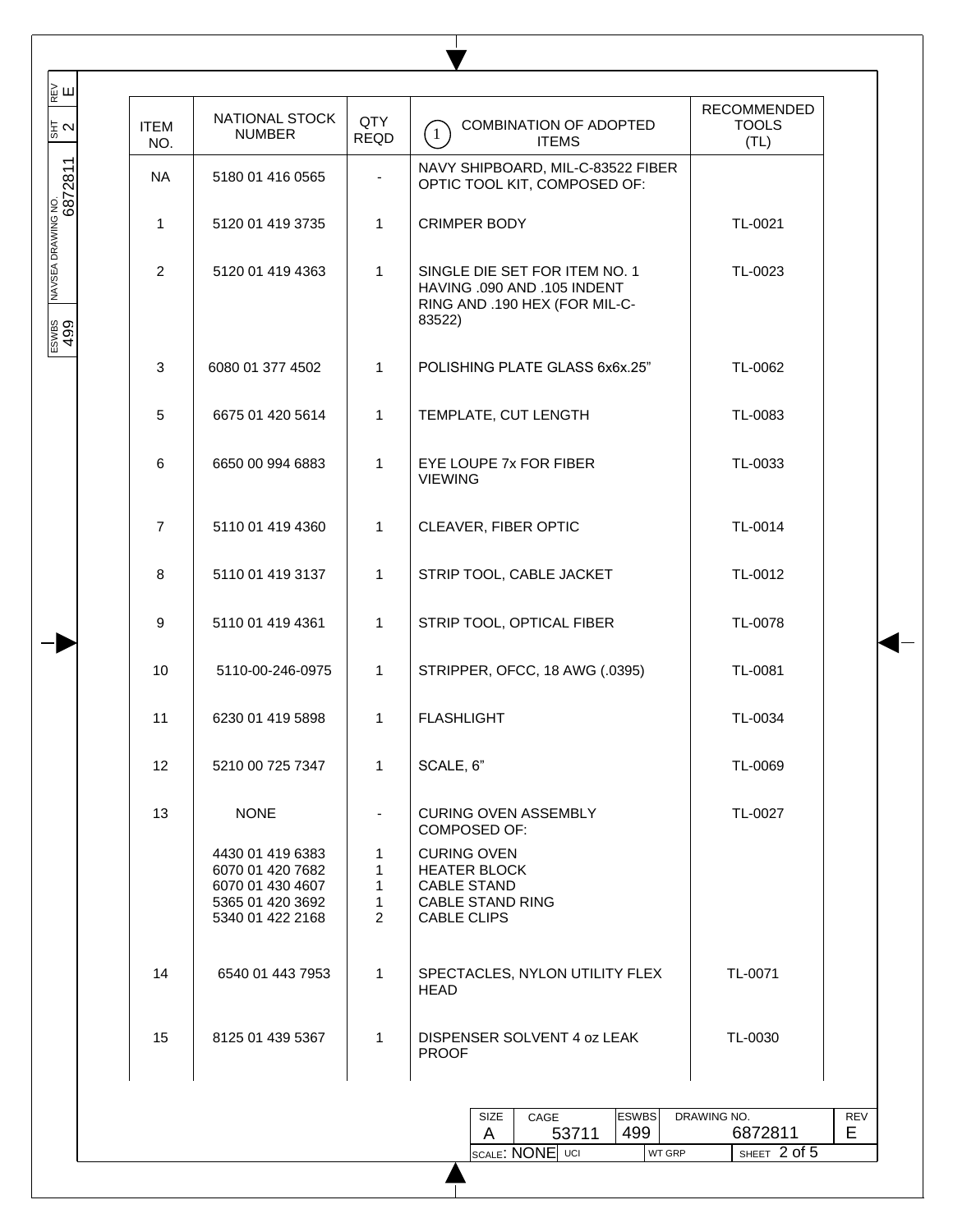| ITEM NO. | NATIONAL STOCK NUMBER | QTY REQD | (1) COMBINATION OF ADOPTED ITEMS | RECOMMENDED TOOLS (TL) |
|---|---|---|---|---|
| NA | 5180 01 416 0565 | - | NAVY SHIPBOARD, MIL-C-83522 FIBER OPTIC TOOL KIT, COMPOSED OF: | |
| 1 | 5120 01 419 3735 | 1 | CRIMPER BODY | TL-0021 |
| 2 | 5120 01 419 4363 | 1 | SINGLE DIE SET FOR ITEM NO. 1 HAVING .090 AND .105 INDENT RING AND .190 HEX (FOR MIL-C-83522) | TL-0023 |
| 3 | 6080 01 377 4502 | 1 | POLISHING PLATE GLASS 6x6x.25" | TL-0062 |
| 5 | 6675 01 420 5614 | 1 | TEMPLATE, CUT LENGTH | TL-0083 |
| 6 | 6650 00 994 6883 | 1 | EYE LOUPE 7x FOR FIBER VIEWING | TL-0033 |
| 7 | 5110 01 419 4360 | 1 | CLEAVER, FIBER OPTIC | TL-0014 |
| 8 | 5110 01 419 3137 | 1 | STRIP TOOL, CABLE JACKET | TL-0012 |
| 9 | 5110 01 419 4361 | 1 | STRIP TOOL, OPTICAL FIBER | TL-0078 |
| 10 | 5110-00-246-0975 | 1 | STRIPPER, OFCC, 18 AWG (.0395) | TL-0081 |
| 11 | 6230 01 419 5898 | 1 | FLASHLIGHT | TL-0034 |
| 12 | 5210 00 725 7347 | 1 | SCALE, 6" | TL-0069 |
| 13 | NONE | - | CURING OVEN ASSEMBLY COMPOSED OF: | TL-0027 |
| | 4430 01 419 6383 | 1 | CURING OVEN | |
| | 6070 01 420 7682 | 1 | HEATER BLOCK | |
| | 6070 01 430 4607 | 1 | CABLE STAND | |
| | 5365 01 420 3692 | 1 | CABLE STAND RING | |
| | 5340 01 422 2168 | 2 | CABLE CLIPS | |
| 14 | 6540 01 443 7953 | 1 | SPECTACLES, NYLON UTILITY FLEX HEAD | TL-0071 |
| 15 | 8125 01 439 5367 | 1 | DISPENSER SOLVENT 4 oz LEAK PROOF | TL-0030 |

| SIZE | CAGE | ESWBS | DRAWING NO. | REV |
|---|---|---|---|---|
| A | 53711 | 499 | 6872811 | E |
| SCALE: NONE | UCI | | WT GRP | SHEET 2 of 5 |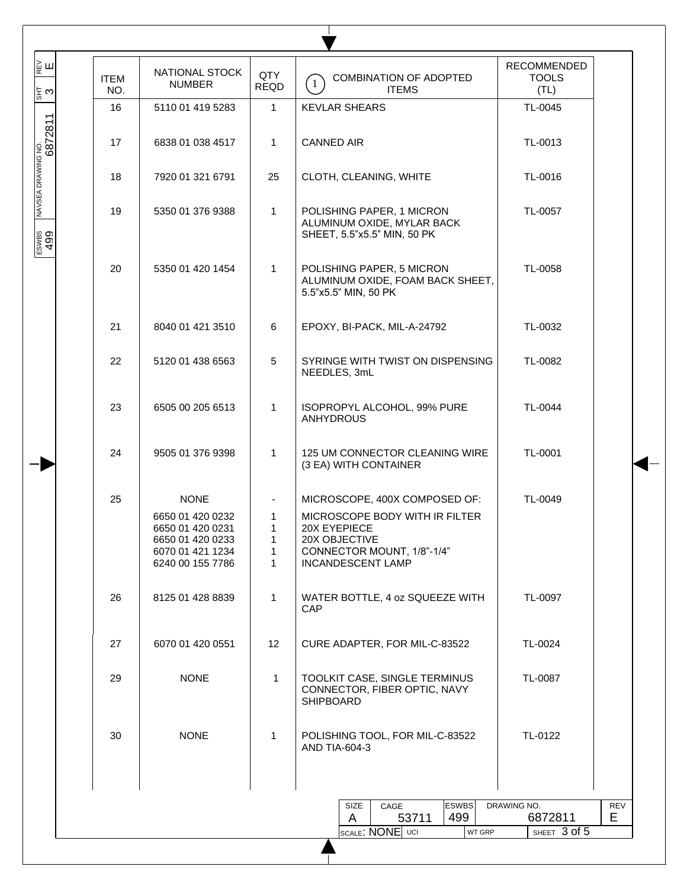| ITEM NO. | NATIONAL STOCK NUMBER | QTY REQD | (1) COMBINATION OF ADOPTED ITEMS | RECOMMENDED TOOLS (TL) |
|---|---|---|---|---|
| 16 | 5110 01 419 5283 | 1 | KEVLAR SHEARS | TL-0045 |
| 17 | 6838 01 038 4517 | 1 | CANNED AIR | TL-0013 |
| 18 | 7920 01 321 6791 | 25 | CLOTH, CLEANING, WHITE | TL-0016 |
| 19 | 5350 01 376 9388 | 1 | POLISHING PAPER, 1 MICRON ALUMINUM OXIDE, MYLAR BACK SHEET, 5.5"x5.5" MIN, 50 PK | TL-0057 |
| 20 | 5350 01 420 1454 | 1 | POLISHING PAPER, 5 MICRON ALUMINUM OXIDE, FOAM BACK SHEET, 5.5"x5.5" MIN, 50 PK | TL-0058 |
| 21 | 8040 01 421 3510 | 6 | EPOXY, BI-PACK, MIL-A-24792 | TL-0032 |
| 22 | 5120 01 438 6563 | 5 | SYRINGE WITH TWIST ON DISPENSING NEEDLES, 3mL | TL-0082 |
| 23 | 6505 00 205 6513 | 1 | ISOPROPYL ALCOHOL, 99% PURE ANHYDROUS | TL-0044 |
| 24 | 9505 01 376 9398 | 1 | 125 UM CONNECTOR CLEANING WIRE (3 EA) WITH CONTAINER | TL-0001 |
| 25 | NONE | - | MICROSCOPE, 400X COMPOSED OF: | TL-0049 |
| | 6650 01 420 0232 | 1 | MICROSCOPE BODY WITH IR FILTER | |
| | 6650 01 420 0231 | 1 | 20X EYEPIECE | |
| | 6650 01 420 0233 | 1 | 20X OBJECTIVE | |
| | 6070 01 421 1234 | 1 | CONNECTOR MOUNT, 1/8"-1/4" | |
| | 6240 00 155 7786 | 1 | INCANDESCENT LAMP | |
| 26 | 8125 01 428 8839 | 1 | WATER BOTTLE, 4 oz SQUEEZE WITH CAP | TL-0097 |
| 27 | 6070 01 420 0551 | 12 | CURE ADAPTER, FOR MIL-C-83522 | TL-0024 |
| 29 | NONE | 1 | TOOLKIT CASE, SINGLE TERMINUS CONNECTOR, FIBER OPTIC, NAVY SHIPBOARD | TL-0087 |
| 30 | NONE | 1 | POLISHING TOOL, FOR MIL-C-83522 AND TIA-604-3 | TL-0122 |

| SIZE | CAGE | ESWBS | DRAWING NO. | REV |
|---|---|---|---|---|
| A | 53711 | 499 | 6872811 | E |
| SCALE: NONE | UCI | | WT GRP | SHEET 3 of 5 |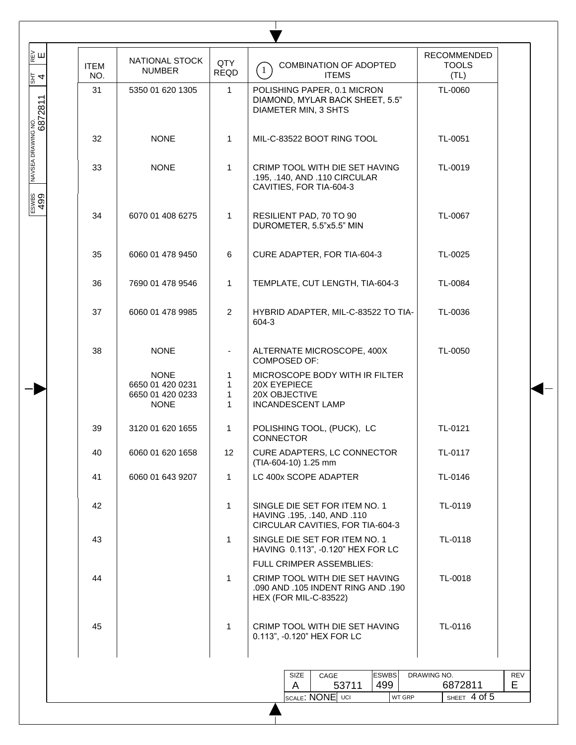| ITEM NO. | NATIONAL STOCK NUMBER | QTY REQD | (1) COMBINATION OF ADOPTED ITEMS | RECOMMENDED TOOLS (TL) |
|---|---|---|---|---|
| 31 | 5350 01 620 1305 | 1 | POLISHING PAPER, 0.1 MICRON DIAMOND, MYLAR BACK SHEET, 5.5" DIAMETER MIN, 3 SHTS | TL-0060 |
| 32 | NONE | 1 | MIL-C-83522 BOOT RING TOOL | TL-0051 |
| 33 | NONE | 1 | CRIMP TOOL WITH DIE SET HAVING .195, .140, AND .110 CIRCULAR CAVITIES, FOR TIA-604-3 | TL-0019 |
| 34 | 6070 01 408 6275 | 1 | RESILIENT PAD, 70 TO 90 DUROMETER, 5.5"x5.5" MIN | TL-0067 |
| 35 | 6060 01 478 9450 | 6 | CURE ADAPTER, FOR TIA-604-3 | TL-0025 |
| 36 | 7690 01 478 9546 | 1 | TEMPLATE, CUT LENGTH, TIA-604-3 | TL-0084 |
| 37 | 6060 01 478 9985 | 2 | HYBRID ADAPTER, MIL-C-83522 TO TIA-604-3 | TL-0036 |
| 38 | NONE | - | ALTERNATE MICROSCOPE, 400X COMPOSED OF: | TL-0050 |
| | NONE | 1 | MICROSCOPE BODY WITH IR FILTER | |
| | 6650 01 420 0231 | 1 | 20X EYEPIECE | |
| | 6650 01 420 0233 | 1 | 20X OBJECTIVE | |
| | NONE | 1 | INCANDESCENT LAMP | |
| 39 | 3120 01 620 1655 | 1 | POLISHING TOOL, (PUCK), LC CONNECTOR | TL-0121 |
| 40 | 6060 01 620 1658 | 12 | CURE ADAPTERS, LC CONNECTOR (TIA-604-10) 1.25 mm | TL-0117 |
| 41 | 6060 01 643 9207 | 1 | LC 400x SCOPE ADAPTER | TL-0146 |
| 42 | | 1 | SINGLE DIE SET FOR ITEM NO. 1 HAVING .195, .140, AND .110 CIRCULAR CAVITIES, FOR TIA-604-3 | TL-0119 |
| 43 | | 1 | SINGLE DIE SET FOR ITEM NO. 1 HAVING 0.113", -0.120" HEX FOR LC | TL-0118 |
| | | | FULL CRIMPER ASSEMBLIES: | |
| 44 | | 1 | CRIMP TOOL WITH DIE SET HAVING .090 AND .105 INDENT RING AND .190 HEX (FOR MIL-C-83522) | TL-0018 |
| 45 | | 1 | CRIMP TOOL WITH DIE SET HAVING 0.113", -0.120" HEX FOR LC | TL-0116 |

| SIZE | CAGE | ESWBS | DRAWING NO. | REV |
|---|---|---|---|---|
| A | 53711 | 499 | 6872811 | E |
| SCALE: NONE | UCI | | WT GRP | |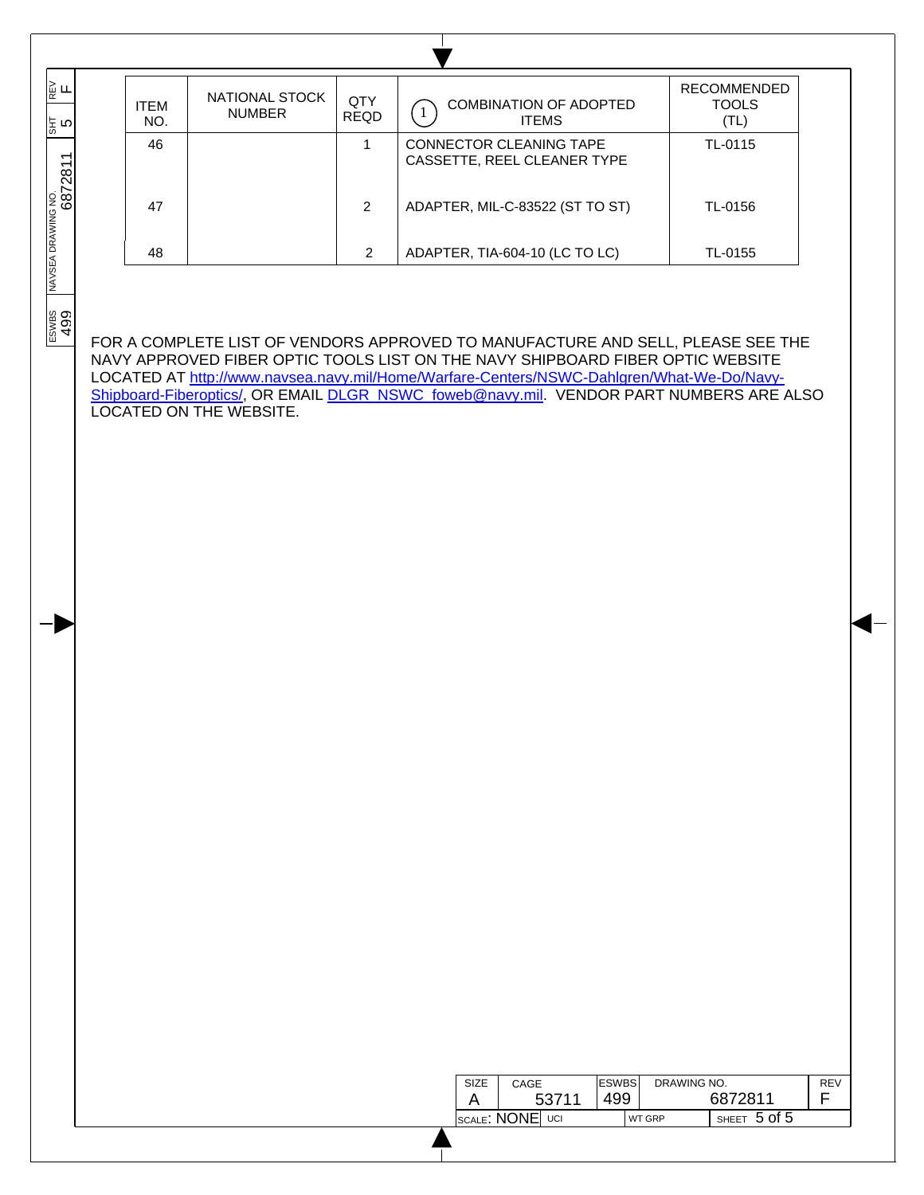| ITEM NO. | NATIONAL STOCK NUMBER | QTY REQD | (1) COMBINATION OF ADOPTED ITEMS | RECOMMENDED TOOLS (TL) |
|---|---|---|---|---|
| 46 | | 1 | CONNECTOR CLEANING TAPE CASSETTE, REEL CLEANER TYPE | TL-0115 |
| 47 | | 2 | ADAPTER, MIL-C-83522 (ST TO ST) | TL-0156 |
| 48 | | 2 | ADAPTER, TIA-604-10 (LC TO LC) | TL-0155 |

FOR A COMPLETE LIST OF VENDORS APPROVED TO MANUFACTURE AND SELL, PLEASE SEE THE NAVY APPROVED FIBER OPTIC TOOLS LIST ON THE NAVY SHIPBOARD FIBER OPTIC WEBSITE LOCATED AT http://www.navsea.navy.mil/Home/Warfare-Centers/NSWC-Dahlgren/What-We-Do/Navy-Shipboard-Fiberoptics/, OR EMAIL DLGR_NSWC_foweb@navy.mil. VENDOR PART NUMBERS ARE ALSO LOCATED ON THE WEBSITE.

| SIZE | CAGE | ESWBS | DRAWING NO. | REV |
|---|---|---|---|---|
| A | 53711 | 499 | 6872811 | F |
| SCALE: NONE | UCI | | WT GRP | |